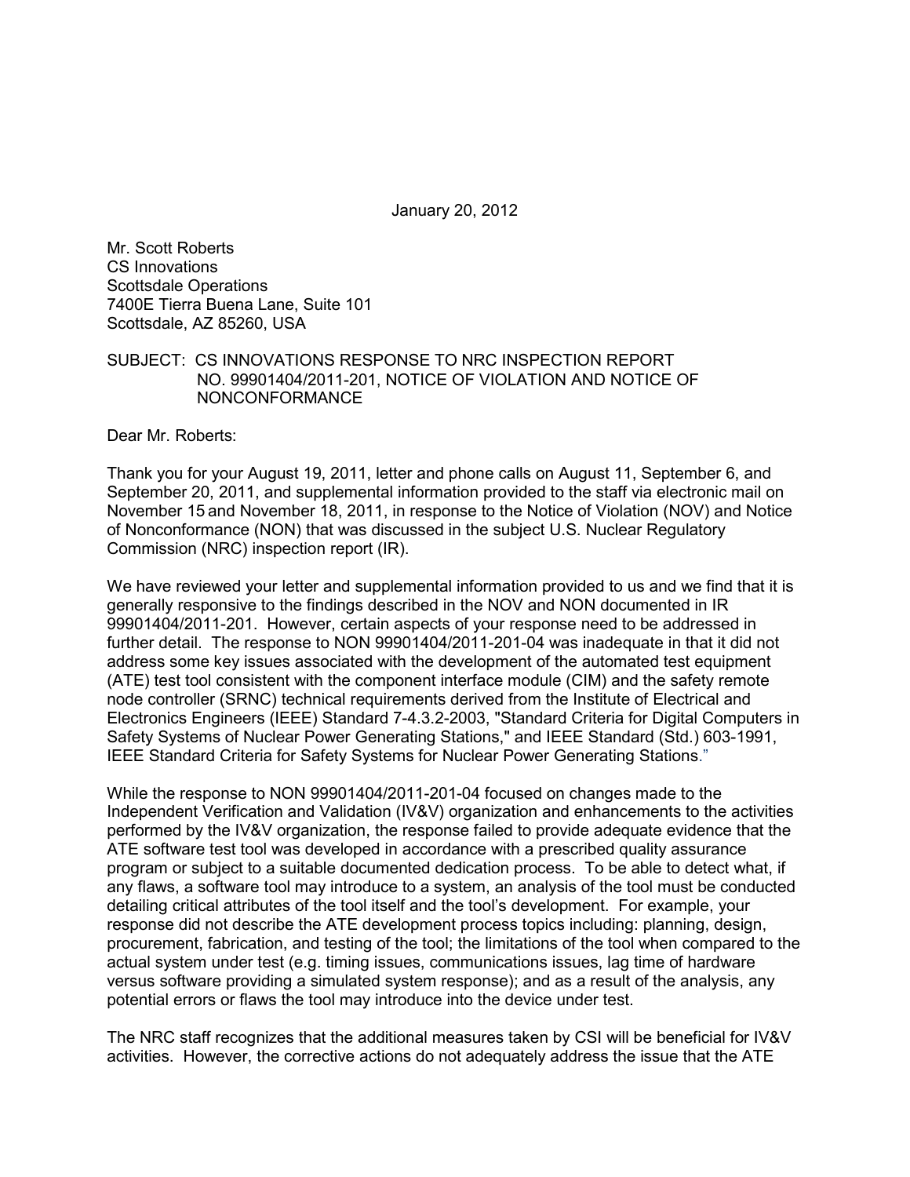January 20, 2012

Mr. Scott Roberts
CS Innovations
Scottsdale Operations
7400E Tierra Buena Lane, Suite 101
Scottsdale, AZ 85260, USA

SUBJECT: CS INNOVATIONS RESPONSE TO NRC INSPECTION REPORT NO. 99901404/2011-201, NOTICE OF VIOLATION AND NOTICE OF NONCONFORMANCE

Dear Mr. Roberts:

Thank you for your August 19, 2011, letter and phone calls on August 11, September 6, and September 20, 2011, and supplemental information provided to the staff via electronic mail on November 15 and November 18, 2011, in response to the Notice of Violation (NOV) and Notice of Nonconformance (NON) that was discussed in the subject U.S. Nuclear Regulatory Commission (NRC) inspection report (IR).

We have reviewed your letter and supplemental information provided to us and we find that it is generally responsive to the findings described in the NOV and NON documented in IR 99901404/2011-201. However, certain aspects of your response need to be addressed in further detail. The response to NON 99901404/2011-201-04 was inadequate in that it did not address some key issues associated with the development of the automated test equipment (ATE) test tool consistent with the component interface module (CIM) and the safety remote node controller (SRNC) technical requirements derived from the Institute of Electrical and Electronics Engineers (IEEE) Standard 7-4.3.2-2003, "Standard Criteria for Digital Computers in Safety Systems of Nuclear Power Generating Stations," and IEEE Standard (Std.) 603-1991, IEEE Standard Criteria for Safety Systems for Nuclear Power Generating Stations."

While the response to NON 99901404/2011-201-04 focused on changes made to the Independent Verification and Validation (IV&V) organization and enhancements to the activities performed by the IV&V organization, the response failed to provide adequate evidence that the ATE software test tool was developed in accordance with a prescribed quality assurance program or subject to a suitable documented dedication process. To be able to detect what, if any flaws, a software tool may introduce to a system, an analysis of the tool must be conducted detailing critical attributes of the tool itself and the tool's development. For example, your response did not describe the ATE development process topics including: planning, design, procurement, fabrication, and testing of the tool; the limitations of the tool when compared to the actual system under test (e.g. timing issues, communications issues, lag time of hardware versus software providing a simulated system response); and as a result of the analysis, any potential errors or flaws the tool may introduce into the device under test.

The NRC staff recognizes that the additional measures taken by CSI will be beneficial for IV&V activities. However, the corrective actions do not adequately address the issue that the ATE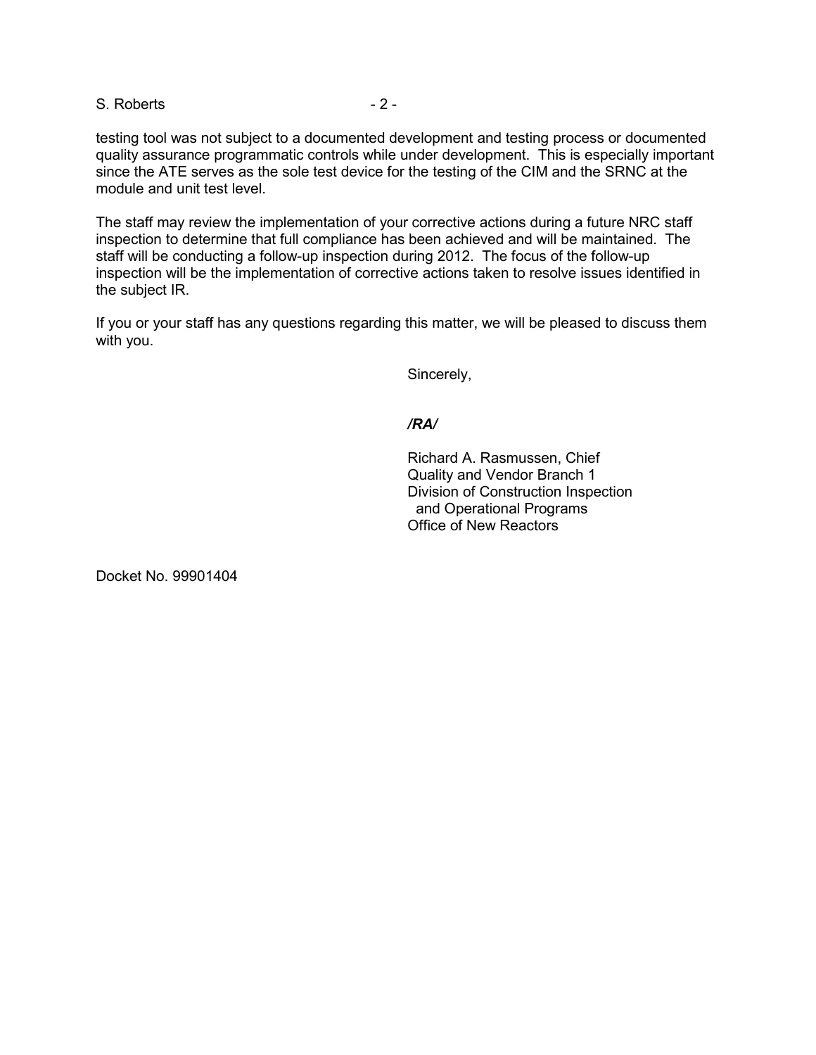testing tool was not subject to a documented development and testing process or documented quality assurance programmatic controls while under development. This is especially important since the ATE serves as the sole test device for the testing of the CIM and the SRNC at the module and unit test level.

The staff may review the implementation of your corrective actions during a future NRC staff inspection to determine that full compliance has been achieved and will be maintained. The staff will be conducting a follow-up inspection during 2012. The focus of the follow-up inspection will be the implementation of corrective actions taken to resolve issues identified in the subject IR.

If you or your staff has any questions regarding this matter, we will be pleased to discuss them with you.

Sincerely,

***/RA/***

Richard A. Rasmussen, Chief
Quality and Vendor Branch 1
Division of Construction Inspection
and Operational Programs
Office of New Reactors

Docket No. 99901404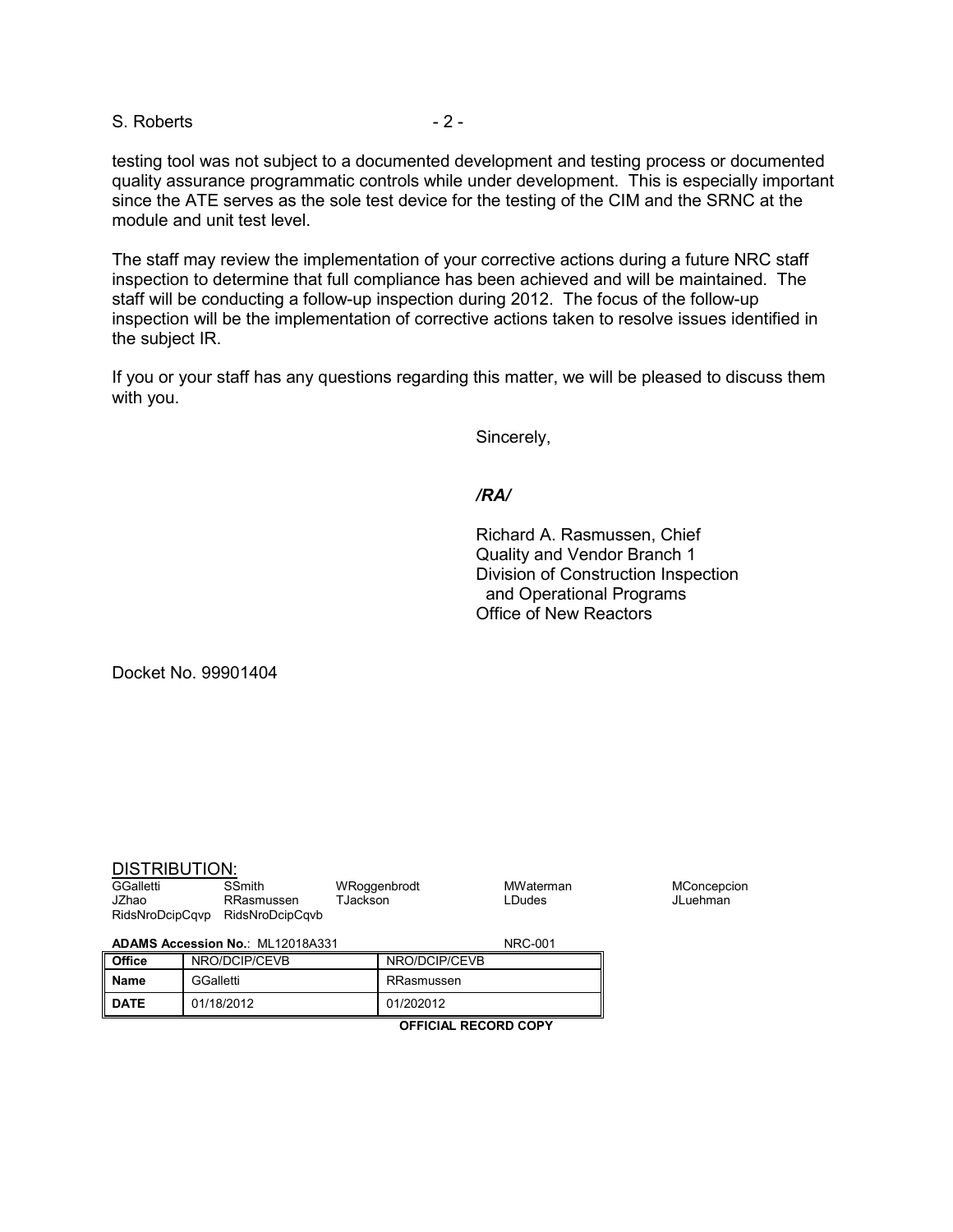testing tool was not subject to a documented development and testing process or documented quality assurance programmatic controls while under development. This is especially important since the ATE serves as the sole test device for the testing of the CIM and the SRNC at the module and unit test level.

The staff may review the implementation of your corrective actions during a future NRC staff inspection to determine that full compliance has been achieved and will be maintained. The staff will be conducting a follow-up inspection during 2012. The focus of the follow-up inspection will be the implementation of corrective actions taken to resolve issues identified in the subject IR.

If you or your staff has any questions regarding this matter, we will be pleased to discuss them with you.

Sincerely,

*/RA/*

Richard A. Rasmussen, Chief
Quality and Vendor Branch 1
Division of Construction Inspection
and Operational Programs
Office of New Reactors

Docket No. 99901404

DISTRIBUTION:

| | | | | |
|---|---|---|---|---|
| GGalletti | SSmith | WRoggenbrodt | MWaterman | MConcepcion |
| JZhao | RRasmussen | TJackson | LDudes | JLuehman |
| RidsNroDcipCqvp | RidsNroDcipCqvb | | | |

**ADAMS Accession No.**: ML12018A331 NRC-001

| **Office** | NRO/DCIP/CEVB | NRO/DCIP/CEVB |
|---|---|---|
| **Name** | GGalletti | RRasmussen |
| **DATE** | 01/18/2012 | 01/202012 |

**OFFICIAL RECORD COPY**